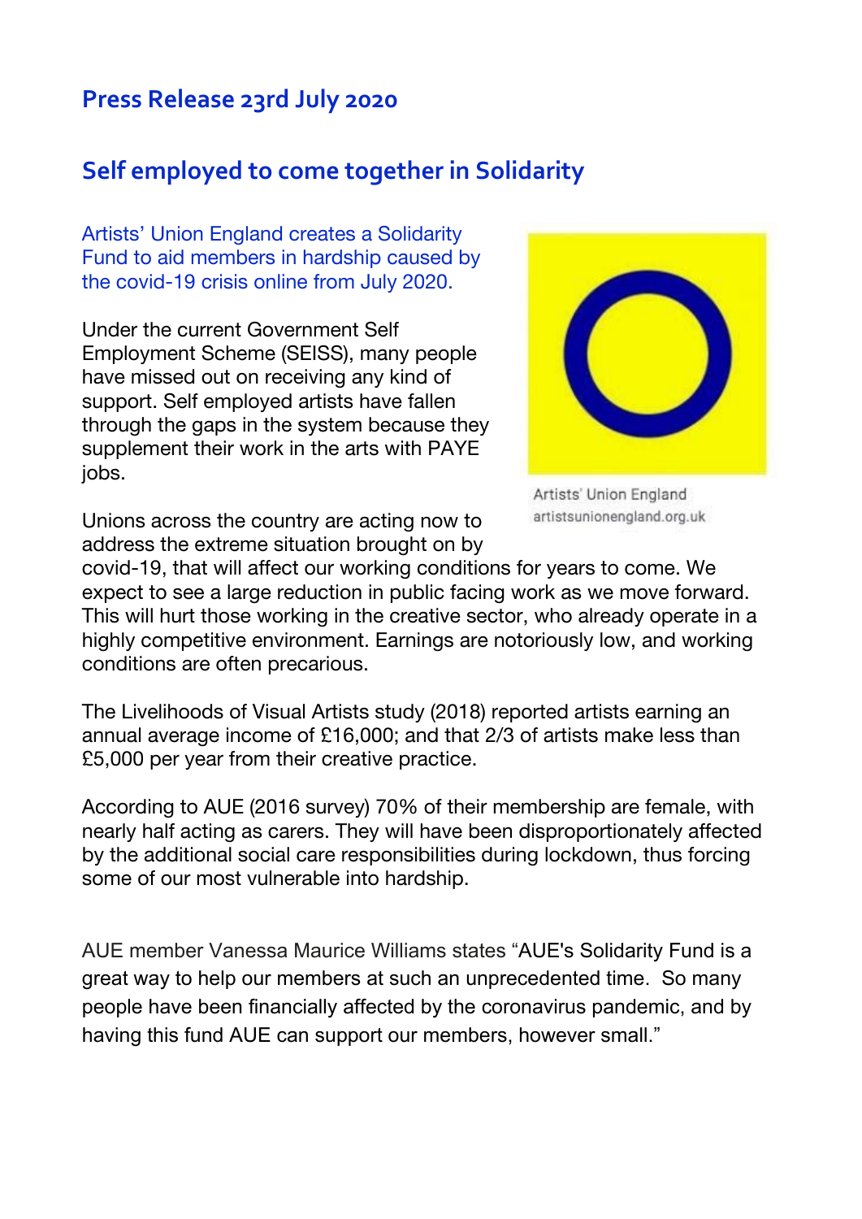## Press Release 23rd July 2020

## Self employed to come together in Solidarity

Artists' Union England creates a Solidarity Fund to aid members in hardship caused by the covid-19 crisis online from July 2020.

Under the current Government Self Employment Scheme (SEISS), many people have missed out on receiving any kind of support. Self employed artists have fallen through the gaps in the system because they supplement their work in the arts with PAYE jobs.

Artists' Union England
artistsunionengland.org.uk

Unions across the country are acting now to address the extreme situation brought on by covid-19, that will affect our working conditions for years to come. We expect to see a large reduction in public facing work as we move forward. This will hurt those working in the creative sector, who already operate in a highly competitive environment. Earnings are notoriously low, and working conditions are often precarious.

The Livelihoods of Visual Artists study (2018) reported artists earning an annual average income of £16,000; and that 2/3 of artists make less than £5,000 per year from their creative practice.

According to AUE (2016 survey) 70% of their membership are female, with nearly half acting as carers. They will have been disproportionately affected by the additional social care responsibilities during lockdown, thus forcing some of our most vulnerable into hardship.

AUE member Vanessa Maurice Williams states "AUE's Solidarity Fund is a great way to help our members at such an unprecedented time. So many people have been financially affected by the coronavirus pandemic, and by having this fund AUE can support our members, however small."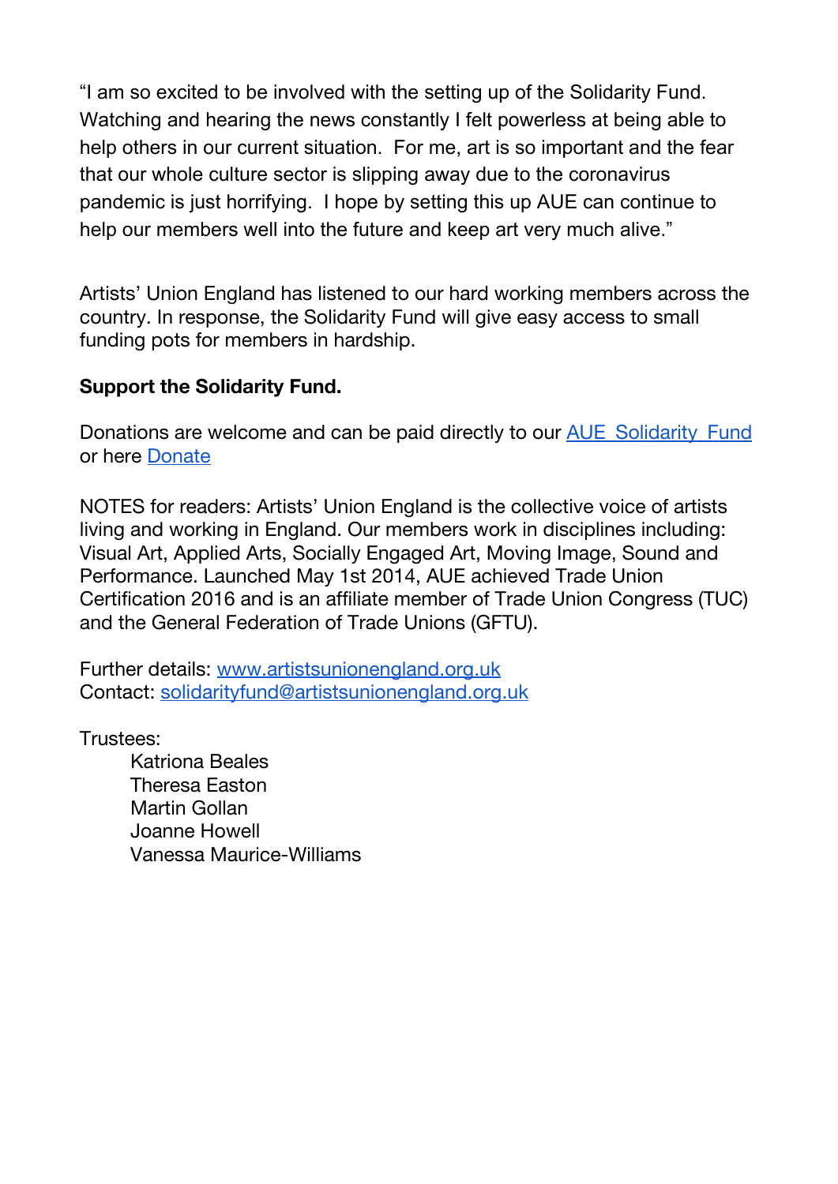"I am so excited to be involved with the setting up of the Solidarity Fund. Watching and hearing the news constantly I felt powerless at being able to help others in our current situation. For me, art is so important and the fear that our whole culture sector is slipping away due to the coronavirus pandemic is just horrifying. I hope by setting this up AUE can continue to help our members well into the future and keep art very much alive."

Artists' Union England has listened to our hard working members across the country. In response, the Solidarity Fund will give easy access to small funding pots for members in hardship.

**Support the Solidarity Fund.**

Donations are welcome and can be paid directly to our AUE Solidarity Fund or here Donate

NOTES for readers: Artists' Union England is the collective voice of artists living and working in England. Our members work in disciplines including: Visual Art, Applied Arts, Socially Engaged Art, Moving Image, Sound and Performance. Launched May 1st 2014, AUE achieved Trade Union Certification 2016 and is an affiliate member of Trade Union Congress (TUC) and the General Federation of Trade Unions (GFTU).

Further details: www.artistsunionengland.org.uk
Contact: solidarityfund@artistsunionengland.org.uk

Trustees:

- Katriona Beales
- Theresa Easton
- Martin Gollan
- Joanne Howell
- Vanessa Maurice-Williams